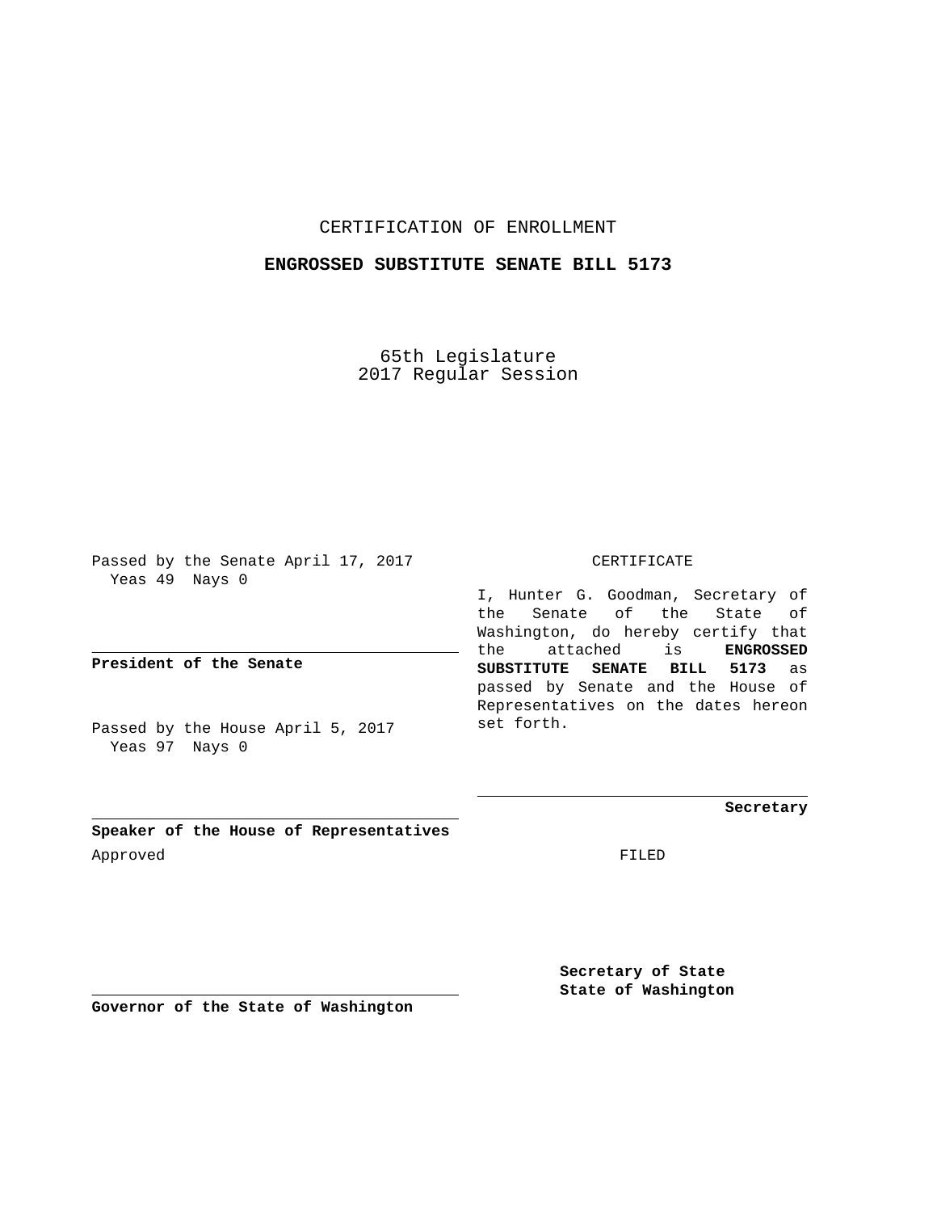# CERTIFICATION OF ENROLLMENT

## ENGROSSED SUBSTITUTE SENATE BILL 5173

65th Legislature
2017 Regular Session

Passed by the Senate April 17, 2017
Yeas 49 Nays 0

**President of the Senate**

Passed by the House April 5, 2017
Yeas 97 Nays 0

**Speaker of the House of Representatives**

Approved

**Governor of the State of Washington**

CERTIFICATE

I, Hunter G. Goodman, Secretary of the Senate of the State of Washington, do hereby certify that the attached is **ENGROSSED SUBSTITUTE SENATE BILL 5173** as passed by Senate and the House of Representatives on the dates hereon set forth.

**Secretary**

FILED

**Secretary of State**
**State of Washington**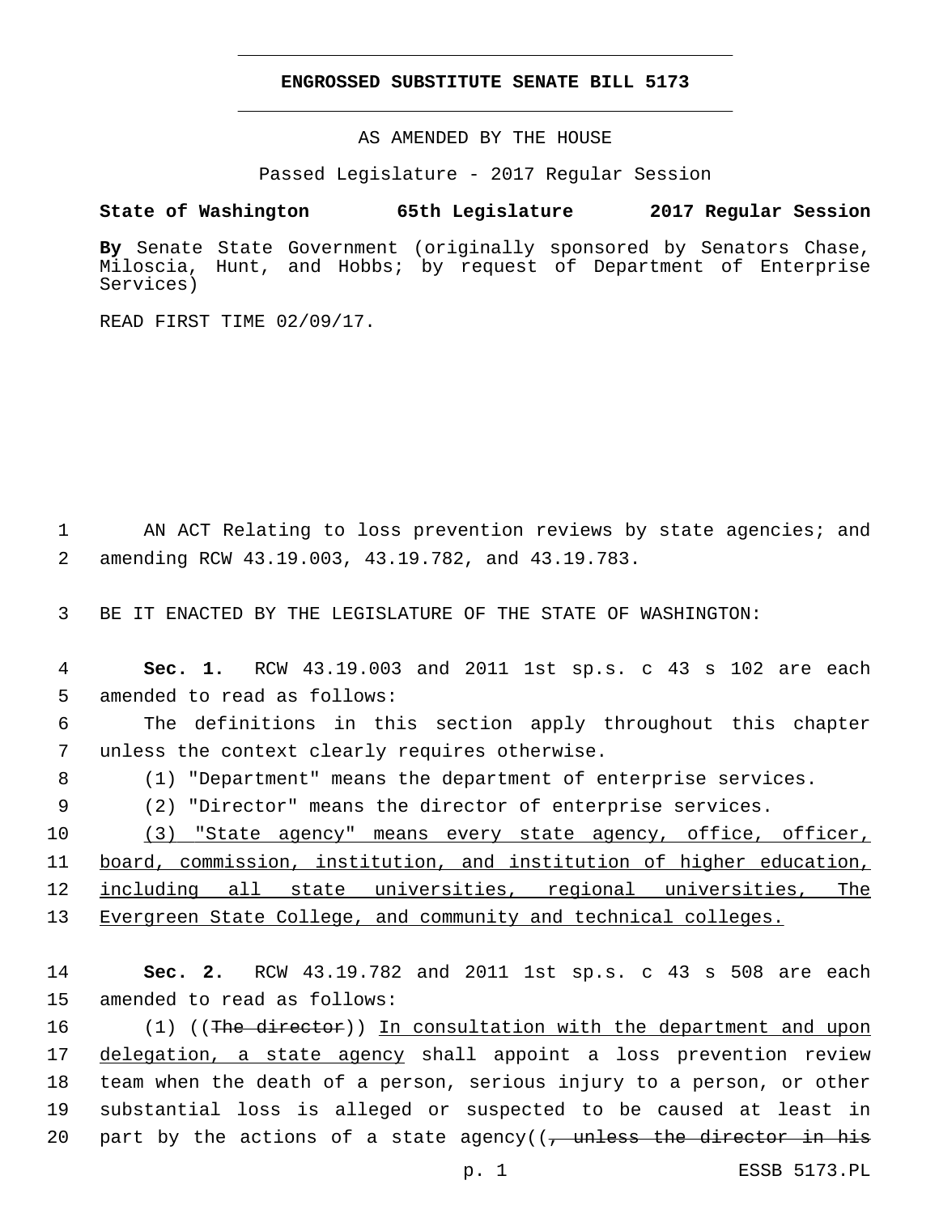**ENGROSSED SUBSTITUTE SENATE BILL 5173**

AS AMENDED BY THE HOUSE

Passed Legislature - 2017 Regular Session

**State of Washington 65th Legislature 2017 Regular Session**

**By** Senate State Government (originally sponsored by Senators Chase, Miloscia, Hunt, and Hobbs; by request of Department of Enterprise Services)

READ FIRST TIME 02/09/17.

AN ACT Relating to loss prevention reviews by state agencies; and amending RCW 43.19.003, 43.19.782, and 43.19.783.

BE IT ENACTED BY THE LEGISLATURE OF THE STATE OF WASHINGTON:

**Sec. 1.** RCW 43.19.003 and 2011 1st sp.s. c 43 s 102 are each amended to read as follows:

The definitions in this section apply throughout this chapter unless the context clearly requires otherwise.

(1) "Department" means the department of enterprise services.

(2) "Director" means the director of enterprise services.

<u>(3) "State agency" means every state agency, office, officer, board, commission, institution, and institution of higher education, including all state universities, regional universities, The Evergreen State College, and community and technical colleges.</u>

**Sec. 2.** RCW 43.19.782 and 2011 1st sp.s. c 43 s 508 are each amended to read as follows:

(1) ((~~The director~~)) <u>In consultation with the department and upon delegation, a state agency</u> shall appoint a loss prevention review team when the death of a person, serious injury to a person, or other substantial loss is alleged or suspected to be caused at least in part by the actions of a state agency((~~, unless the director in his~~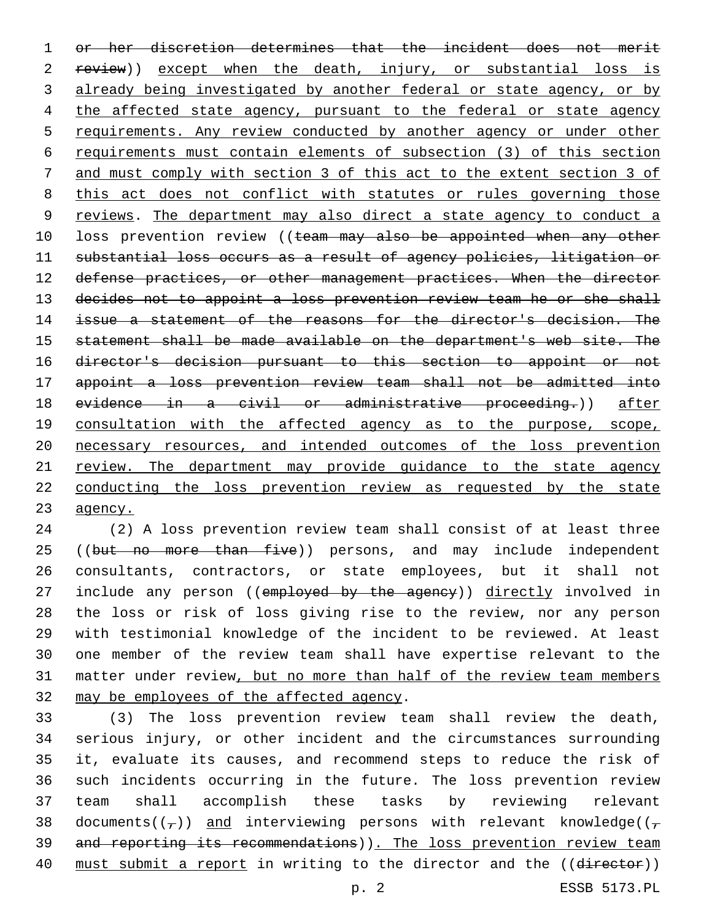~~or her discretion determines that the incident does not merit review~~)) <u>except when the death, injury, or substantial loss is already being investigated by another federal or state agency, or by the affected state agency, pursuant to the federal or state agency requirements. Any review conducted by another agency or under other requirements must contain elements of subsection (3) of this section and must comply with section 3 of this act to the extent section 3 of this act does not conflict with statutes or rules governing those reviews</u>. <u>The department may also direct a state agency to conduct a</u> loss prevention review ((~~team may also be appointed when any other substantial loss occurs as a result of agency policies, litigation or defense practices, or other management practices. When the director decides not to appoint a loss prevention review team he or she shall issue a statement of the reasons for the director's decision. The statement shall be made available on the department's web site. The director's decision pursuant to this section to appoint or not appoint a loss prevention review team shall not be admitted into evidence in a civil or administrative proceeding.~~)) <u>after consultation with the affected agency as to the purpose, scope, necessary resources, and intended outcomes of the loss prevention review. The department may provide guidance to the state agency conducting the loss prevention review as requested by the state agency.</u>

(2) A loss prevention review team shall consist of at least three ((~~but no more than five~~)) persons, and may include independent consultants, contractors, or state employees, but it shall not include any person ((~~employed by the agency~~)) <u>directly</u> involved in the loss or risk of loss giving rise to the review, nor any person with testimonial knowledge of the incident to be reviewed. At least one member of the review team shall have expertise relevant to the matter under review<u>, but no more than half of the review team members may be employees of the affected agency</u>.

(3) The loss prevention review team shall review the death, serious injury, or other incident and the circumstances surrounding it, evaluate its causes, and recommend steps to reduce the risk of such incidents occurring in the future. The loss prevention review team shall accomplish these tasks by reviewing relevant documents((~~,~~)) <u>and</u> interviewing persons with relevant knowledge((~~, and reporting its recommendations~~))<u>. The loss prevention review team must submit a report</u> in writing to the director and the ((~~director~~))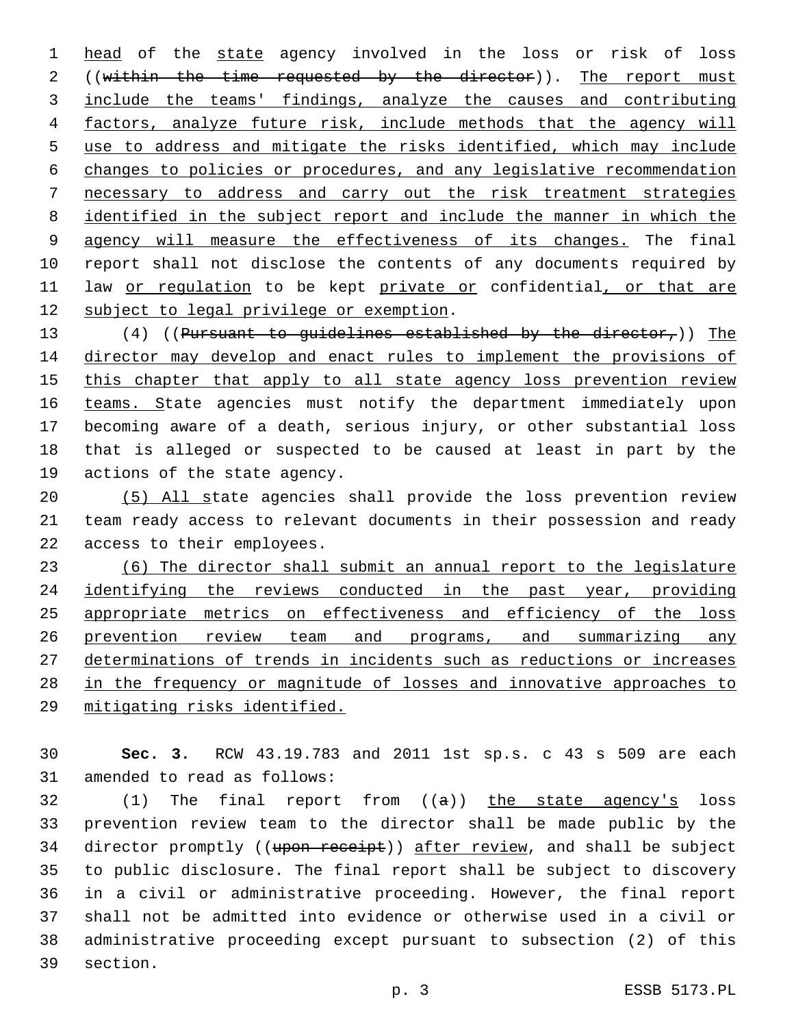head of the state agency involved in the loss or risk of loss ((~~within the time requested by the director~~)). The report must include the teams' findings, analyze the causes and contributing factors, analyze future risk, include methods that the agency will use to address and mitigate the risks identified, which may include changes to policies or procedures, and any legislative recommendation necessary to address and carry out the risk treatment strategies identified in the subject report and include the manner in which the agency will measure the effectiveness of its changes. The final report shall not disclose the contents of any documents required by law or regulation to be kept private or confidential, or that are subject to legal privilege or exemption.

(4) ((~~Pursuant to guidelines established by the director,~~)) The director may develop and enact rules to implement the provisions of this chapter that apply to all state agency loss prevention review teams. State agencies must notify the department immediately upon becoming aware of a death, serious injury, or other substantial loss that is alleged or suspected to be caused at least in part by the actions of the state agency.

(5) All state agencies shall provide the loss prevention review team ready access to relevant documents in their possession and ready access to their employees.

(6) The director shall submit an annual report to the legislature identifying the reviews conducted in the past year, providing appropriate metrics on effectiveness and efficiency of the loss prevention review team and programs, and summarizing any determinations of trends in incidents such as reductions or increases in the frequency or magnitude of losses and innovative approaches to mitigating risks identified.

**Sec. 3.** RCW 43.19.783 and 2011 1st sp.s. c 43 s 509 are each amended to read as follows:

(1) The final report from ((~~a~~)) the state agency's loss prevention review team to the director shall be made public by the director promptly ((~~upon receipt~~)) after review, and shall be subject to public disclosure. The final report shall be subject to discovery in a civil or administrative proceeding. However, the final report shall not be admitted into evidence or otherwise used in a civil or administrative proceeding except pursuant to subsection (2) of this section.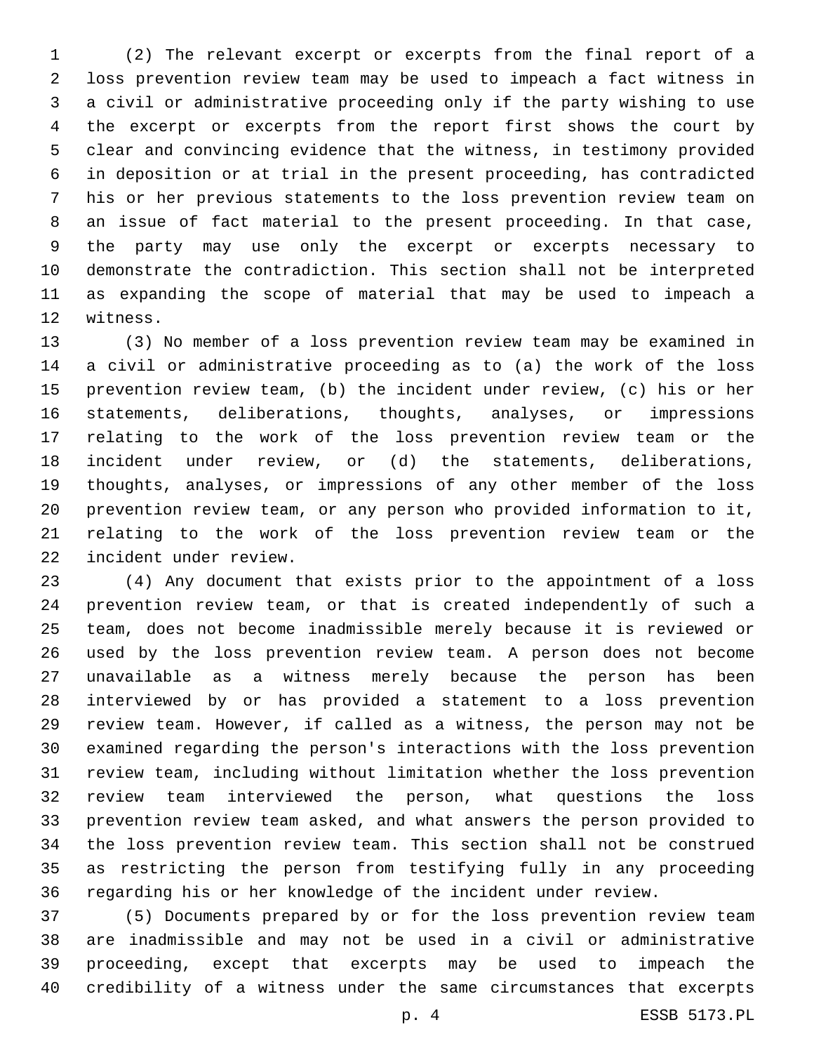(2) The relevant excerpt or excerpts from the final report of a loss prevention review team may be used to impeach a fact witness in a civil or administrative proceeding only if the party wishing to use the excerpt or excerpts from the report first shows the court by clear and convincing evidence that the witness, in testimony provided in deposition or at trial in the present proceeding, has contradicted his or her previous statements to the loss prevention review team on an issue of fact material to the present proceeding. In that case, the party may use only the excerpt or excerpts necessary to demonstrate the contradiction. This section shall not be interpreted as expanding the scope of material that may be used to impeach a witness.

(3) No member of a loss prevention review team may be examined in a civil or administrative proceeding as to (a) the work of the loss prevention review team, (b) the incident under review, (c) his or her statements, deliberations, thoughts, analyses, or impressions relating to the work of the loss prevention review team or the incident under review, or (d) the statements, deliberations, thoughts, analyses, or impressions of any other member of the loss prevention review team, or any person who provided information to it, relating to the work of the loss prevention review team or the incident under review.

(4) Any document that exists prior to the appointment of a loss prevention review team, or that is created independently of such a team, does not become inadmissible merely because it is reviewed or used by the loss prevention review team. A person does not become unavailable as a witness merely because the person has been interviewed by or has provided a statement to a loss prevention review team. However, if called as a witness, the person may not be examined regarding the person's interactions with the loss prevention review team, including without limitation whether the loss prevention review team interviewed the person, what questions the loss prevention review team asked, and what answers the person provided to the loss prevention review team. This section shall not be construed as restricting the person from testifying fully in any proceeding regarding his or her knowledge of the incident under review.

(5) Documents prepared by or for the loss prevention review team are inadmissible and may not be used in a civil or administrative proceeding, except that excerpts may be used to impeach the credibility of a witness under the same circumstances that excerpts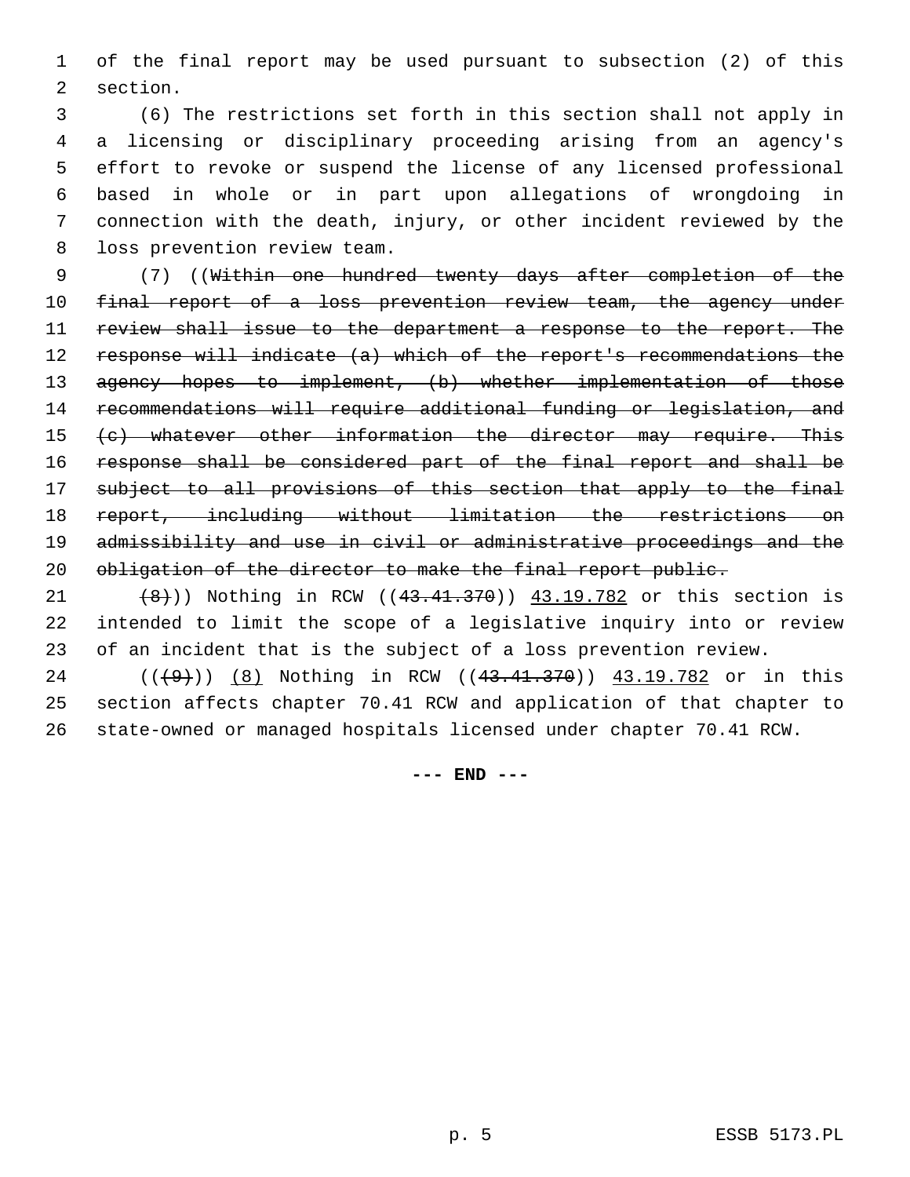of the final report may be used pursuant to subsection (2) of this section.

(6) The restrictions set forth in this section shall not apply in a licensing or disciplinary proceeding arising from an agency's effort to revoke or suspend the license of any licensed professional based in whole or in part upon allegations of wrongdoing in connection with the death, injury, or other incident reviewed by the loss prevention review team.

(7) ((~~Within one hundred twenty days after completion of the final report of a loss prevention review team, the agency under review shall issue to the department a response to the report. The response will indicate (a) which of the report's recommendations the agency hopes to implement, (b) whether implementation of those recommendations will require additional funding or legislation, and (c) whatever other information the director may require. This response shall be considered part of the final report and shall be subject to all provisions of this section that apply to the final report, including without limitation the restrictions on admissibility and use in civil or administrative proceedings and the obligation of the director to make the final report public.~~

~~(8)~~)) Nothing in RCW ((~~43.41.370~~)) 43.19.782 or this section is intended to limit the scope of a legislative inquiry into or review of an incident that is the subject of a loss prevention review.

((~~(9)~~)) (8) Nothing in RCW ((~~43.41.370~~)) 43.19.782 or in this section affects chapter 70.41 RCW and application of that chapter to state-owned or managed hospitals licensed under chapter 70.41 RCW.

**--- END ---**